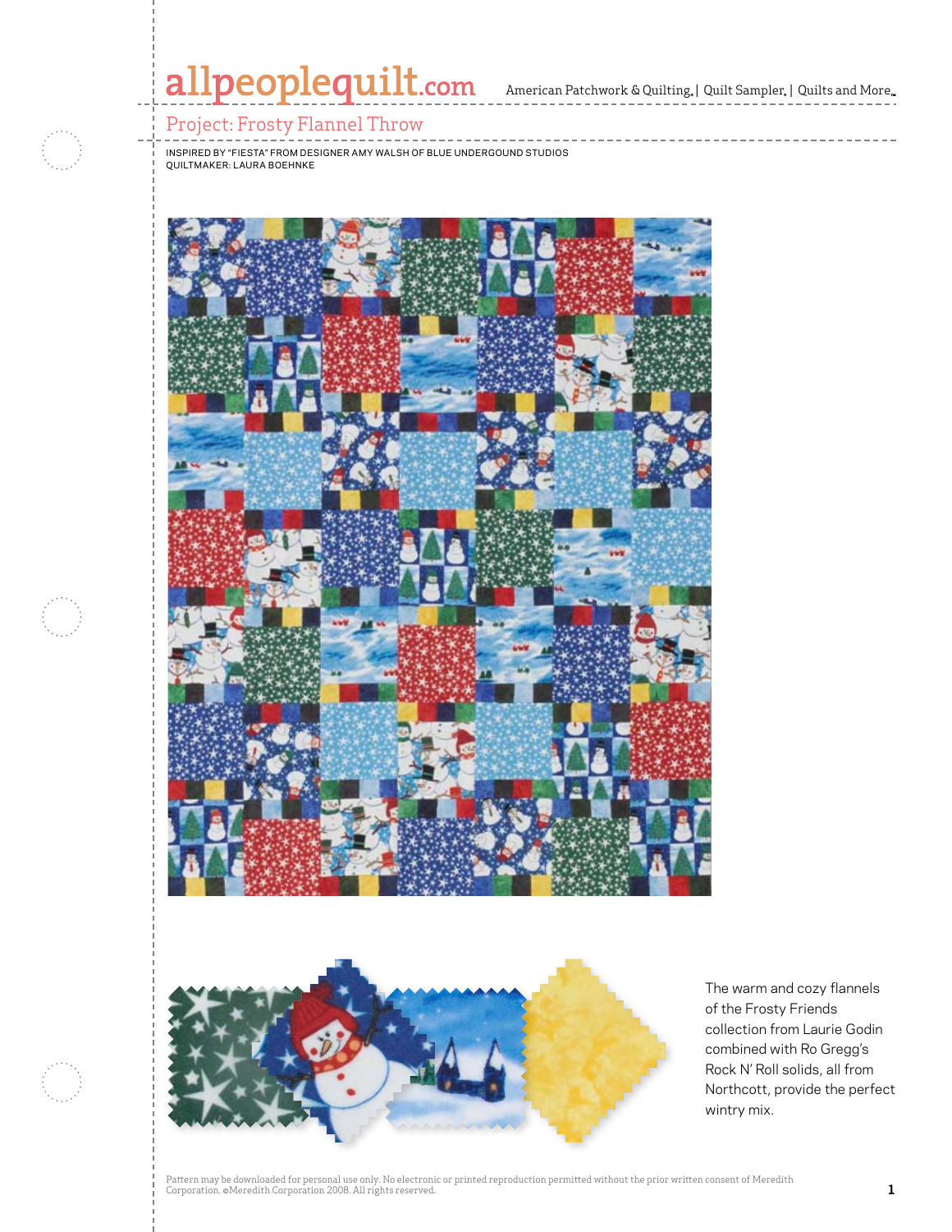# Project: Frosty Flannel Throw

INSPIRED BY "FIESTA" FROM DESIGNER AMY WALSH OF BLUE UNDERGOUND STUDIOS
QUILTMAKER: LAURA BOEHNKE

The warm and cozy flannels of the Frosty Friends collection from Laurie Godin combined with Ro Gregg's Rock N' Roll solids, all from Northcott, provide the perfect wintry mix.

Pattern may be downloaded for personal use only. No electronic or printed reproduction permitted without the prior written consent of Meredith Corporation. ©Meredith Corporation 2008. All rights reserved.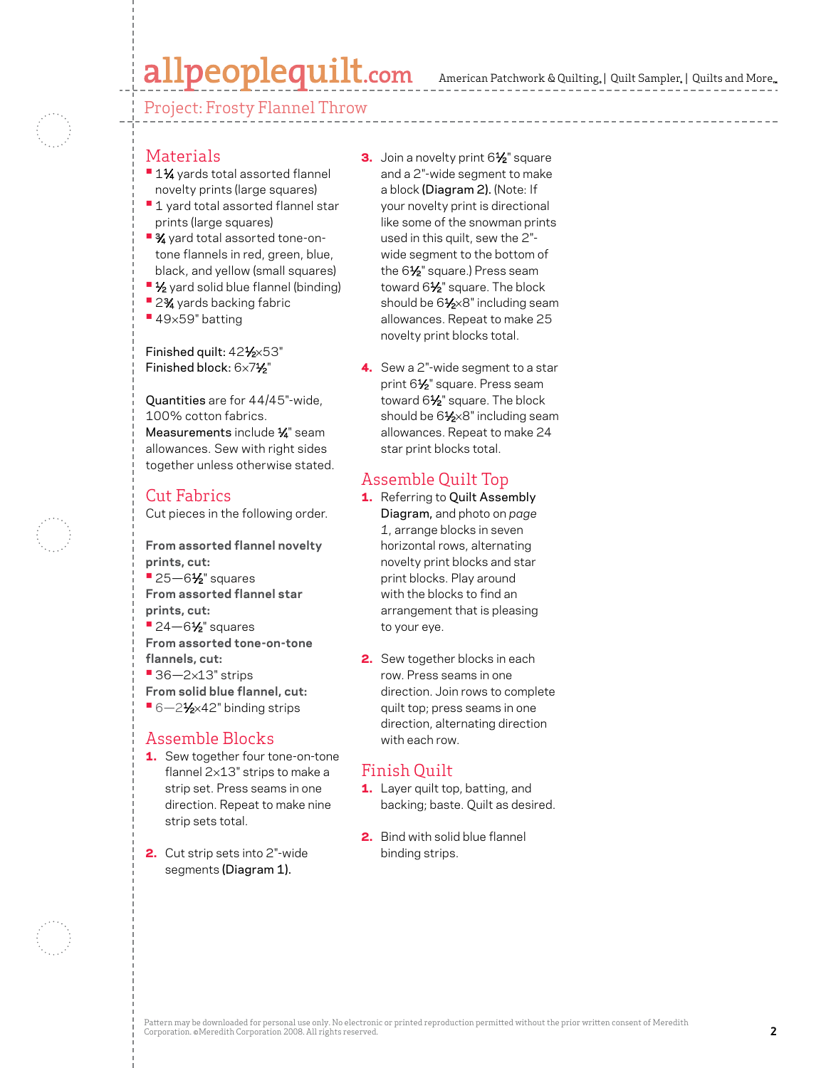Project: Frosty Flannel Throw

## Materials

- 1¼ yards total assorted flannel novelty prints (large squares)
- 1 yard total assorted flannel star prints (large squares)
- ¾ yard total assorted tone-on-tone flannels in red, green, blue, black, and yellow (small squares)
- ½ yard solid blue flannel (binding)
- 2¾ yards backing fabric
- 49×59" batting

Finished quilt: 42½×53"
Finished block: 6×7½"

Quantities are for 44/45"-wide, 100% cotton fabrics.
Measurements include ¼" seam allowances. Sew with right sides together unless otherwise stated.

## Cut Fabrics

Cut pieces in the following order.

**From assorted flannel novelty prints, cut:**
- 25—6½" squares

**From assorted flannel star prints, cut:**
- 24—6½" squares

**From assorted tone-on-tone flannels, cut:**
- 36—2×13" strips

**From solid blue flannel, cut:**
- 6—2½×42" binding strips

## Assemble Blocks

1. Sew together four tone-on-tone flannel 2×13" strips to make a strip set. Press seams in one direction. Repeat to make nine strip sets total.
2. Cut strip sets into 2"-wide segments (Diagram 1).
3. Join a novelty print 6½" square and a 2"-wide segment to make a block (Diagram 2). (Note: If your novelty print is directional like some of the snowman prints used in this quilt, sew the 2"-wide segment to the bottom of the 6½" square.) Press seam toward 6½" square. The block should be 6½×8" including seam allowances. Repeat to make 25 novelty print blocks total.
4. Sew a 2"-wide segment to a star print 6½" square. Press seam toward 6½" square. The block should be 6½×8" including seam allowances. Repeat to make 24 star print blocks total.

## Assemble Quilt Top

1. Referring to Quilt Assembly Diagram, and photo on *page 1*, arrange blocks in seven horizontal rows, alternating novelty print blocks and star print blocks. Play around with the blocks to find an arrangement that is pleasing to your eye.
2. Sew together blocks in each row. Press seams in one direction. Join rows to complete quilt top; press seams in one direction, alternating direction with each row.

## Finish Quilt

1. Layer quilt top, batting, and backing; baste. Quilt as desired.
2. Bind with solid blue flannel binding strips.

Pattern may be downloaded for personal use only. No electronic or printed reproduction permitted without the prior written consent of Meredith Corporation. ©Meredith Corporation 2008. All rights reserved.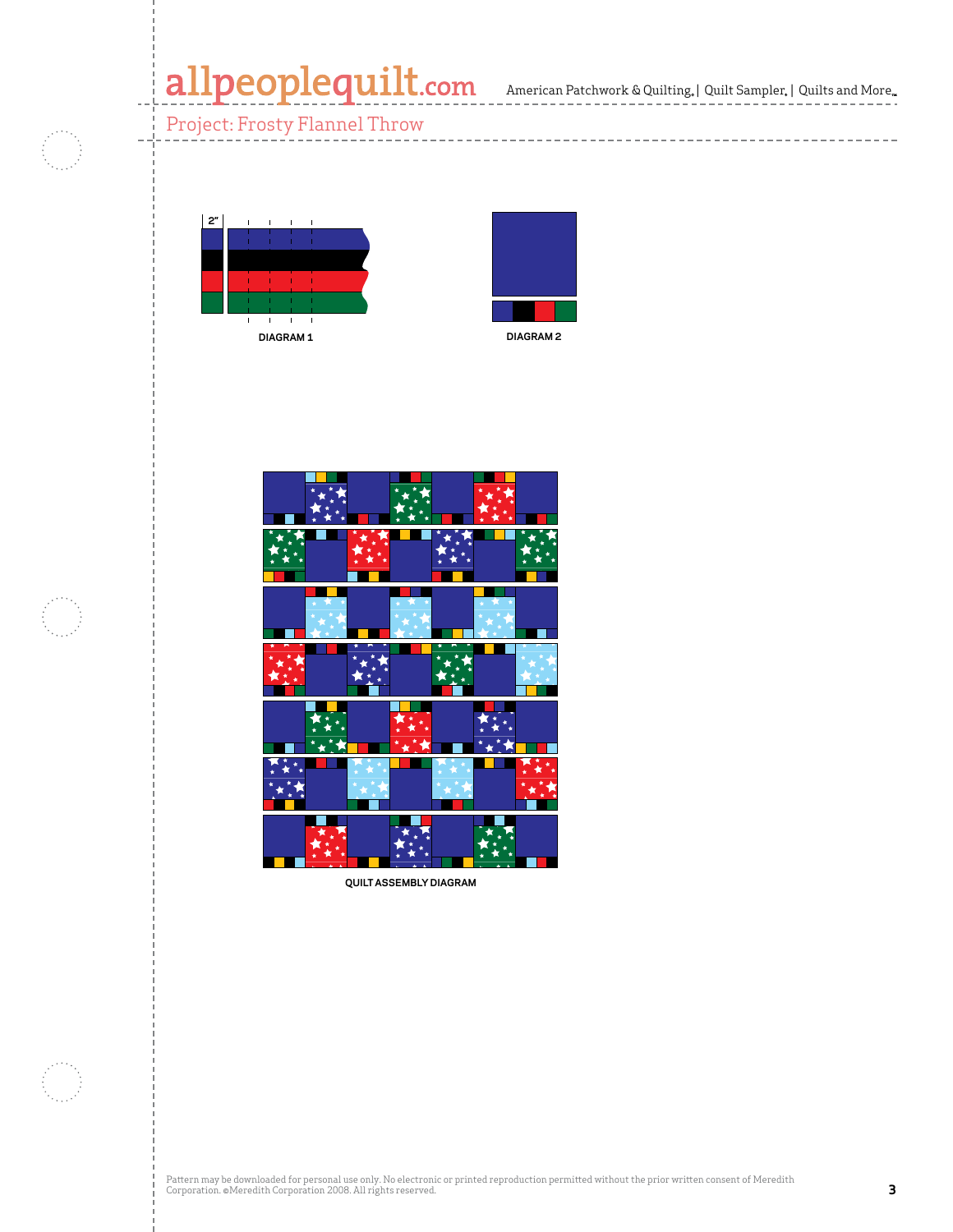Project: Frosty Flannel Throw

2"

DIAGRAM 1

DIAGRAM 2

QUILT ASSEMBLY DIAGRAM

Pattern may be downloaded for personal use only. No electronic or printed reproduction permitted without the prior written consent of Meredith Corporation. ©Meredith Corporation 2008. All rights reserved.